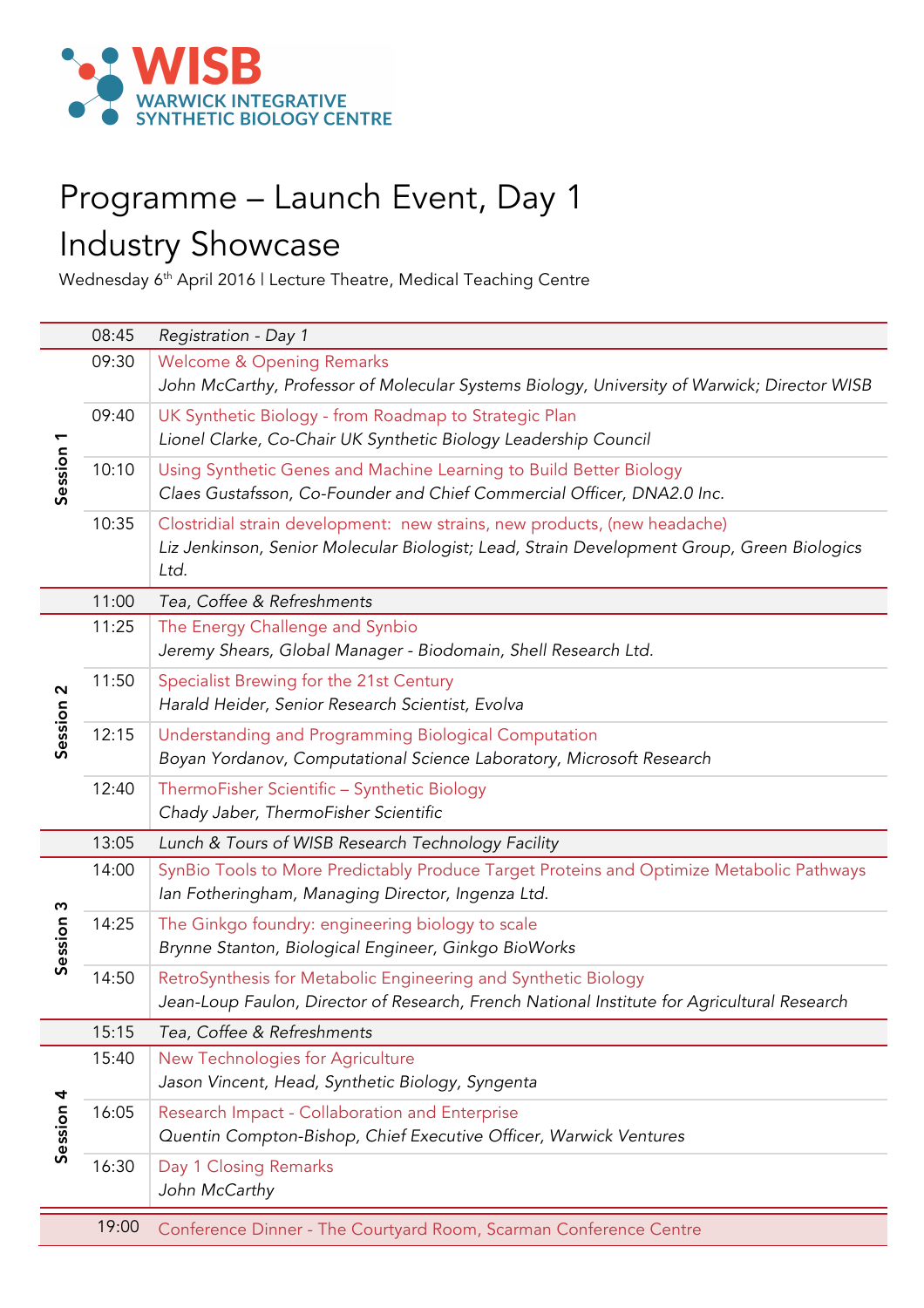**WISB**
**WARWICK INTEGRATIVE SYNTHETIC BIOLOGY CENTRE**

# Programme – Launch Event, Day 1
# Industry Showcase

Wednesday 6th April 2016 | Lecture Theatre, Medical Teaching Centre

| Session | Time | Item |
|---|---|---|
| | 08:45 | *Registration - Day 1* |
| Session 1 | 09:30 | Welcome & Opening Remarks<br>*John McCarthy, Professor of Molecular Systems Biology, University of Warwick; Director WISB* |
| | 09:40 | UK Synthetic Biology - from Roadmap to Strategic Plan<br>*Lionel Clarke, Co-Chair UK Synthetic Biology Leadership Council* |
| | 10:10 | Using Synthetic Genes and Machine Learning to Build Better Biology<br>*Claes Gustafsson, Co-Founder and Chief Commercial Officer, DNA2.0 Inc.* |
| | 10:35 | Clostridial strain development: new strains, new products, (new headache)<br>*Liz Jenkinson, Senior Molecular Biologist; Lead, Strain Development Group, Green Biologics Ltd.* |
| | 11:00 | *Tea, Coffee & Refreshments* |
| Session 2 | 11:25 | The Energy Challenge and Synbio<br>*Jeremy Shears, Global Manager - Biodomain, Shell Research Ltd.* |
| | 11:50 | Specialist Brewing for the 21st Century<br>*Harald Heider, Senior Research Scientist, Evolva* |
| | 12:15 | Understanding and Programming Biological Computation<br>*Boyan Yordanov, Computational Science Laboratory, Microsoft Research* |
| | 12:40 | ThermoFisher Scientific – Synthetic Biology<br>*Chady Jaber, ThermoFisher Scientific* |
| | 13:05 | *Lunch & Tours of WISB Research Technology Facility* |
| Session 3 | 14:00 | SynBio Tools to More Predictably Produce Target Proteins and Optimize Metabolic Pathways<br>*Ian Fotheringham, Managing Director, Ingenza Ltd.* |
| | 14:25 | The Ginkgo foundry: engineering biology to scale<br>*Brynne Stanton, Biological Engineer, Ginkgo BioWorks* |
| | 14:50 | RetroSynthesis for Metabolic Engineering and Synthetic Biology<br>*Jean-Loup Faulon, Director of Research, French National Institute for Agricultural Research* |
| | 15:15 | *Tea, Coffee & Refreshments* |
| Session 4 | 15:40 | New Technologies for Agriculture<br>*Jason Vincent, Head, Synthetic Biology, Syngenta* |
| | 16:05 | Research Impact - Collaboration and Enterprise<br>*Quentin Compton-Bishop, Chief Executive Officer, Warwick Ventures* |
| | 16:30 | Day 1 Closing Remarks<br>*John McCarthy* |
| | 19:00 | Conference Dinner - The Courtyard Room, Scarman Conference Centre |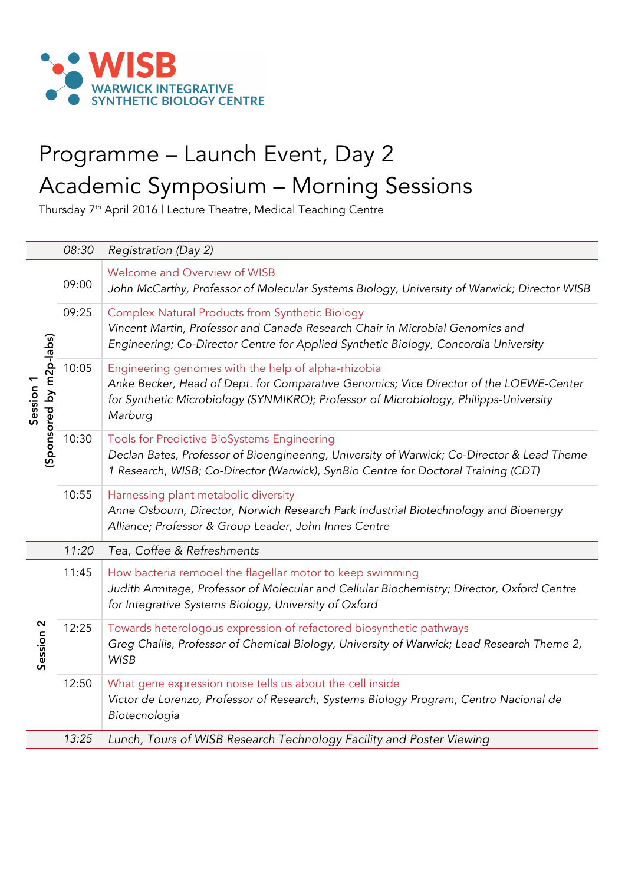WISB
WARWICK INTEGRATIVE SYNTHETIC BIOLOGY CENTRE

# Programme – Launch Event, Day 2

# Academic Symposium – Morning Sessions

Thursday 7th April 2016 | Lecture Theatre, Medical Teaching Centre

| Session | Time | Programme |
|---|---|---|
| | *08:30* | *Registration (Day 2)* |
| **Session 1 (Sponsored by m2p-labs)** | 09:00 | Welcome and Overview of WISB<br>*John McCarthy, Professor of Molecular Systems Biology, University of Warwick; Director WISB* |
| | 09:25 | Complex Natural Products from Synthetic Biology<br>*Vincent Martin, Professor and Canada Research Chair in Microbial Genomics and Engineering; Co-Director Centre for Applied Synthetic Biology, Concordia University* |
| | 10:05 | Engineering genomes with the help of alpha-rhizobia<br>*Anke Becker, Head of Dept. for Comparative Genomics; Vice Director of the LOEWE-Center for Synthetic Microbiology (SYNMIKRO); Professor of Microbiology, Philipps-University Marburg* |
| | 10:30 | Tools for Predictive BioSystems Engineering<br>*Declan Bates, Professor of Bioengineering, University of Warwick; Co-Director & Lead Theme 1 Research, WISB; Co-Director (Warwick), SynBio Centre for Doctoral Training (CDT)* |
| | 10:55 | Harnessing plant metabolic diversity<br>*Anne Osbourn, Director, Norwich Research Park Industrial Biotechnology and Bioenergy Alliance; Professor & Group Leader, John Innes Centre* |
| | *11:20* | *Tea, Coffee & Refreshments* |
| **Session 2** | 11:45 | How bacteria remodel the flagellar motor to keep swimming<br>*Judith Armitage, Professor of Molecular and Cellular Biochemistry; Director, Oxford Centre for Integrative Systems Biology, University of Oxford* |
| | 12:25 | Towards heterologous expression of refactored biosynthetic pathways<br>*Greg Challis, Professor of Chemical Biology, University of Warwick; Lead Research Theme 2, WISB* |
| | 12:50 | What gene expression noise tells us about the cell inside<br>*Victor de Lorenzo, Professor of Research, Systems Biology Program, Centro Nacional de Biotecnologia* |
| | *13:25* | *Lunch, Tours of WISB Research Technology Facility and Poster Viewing* |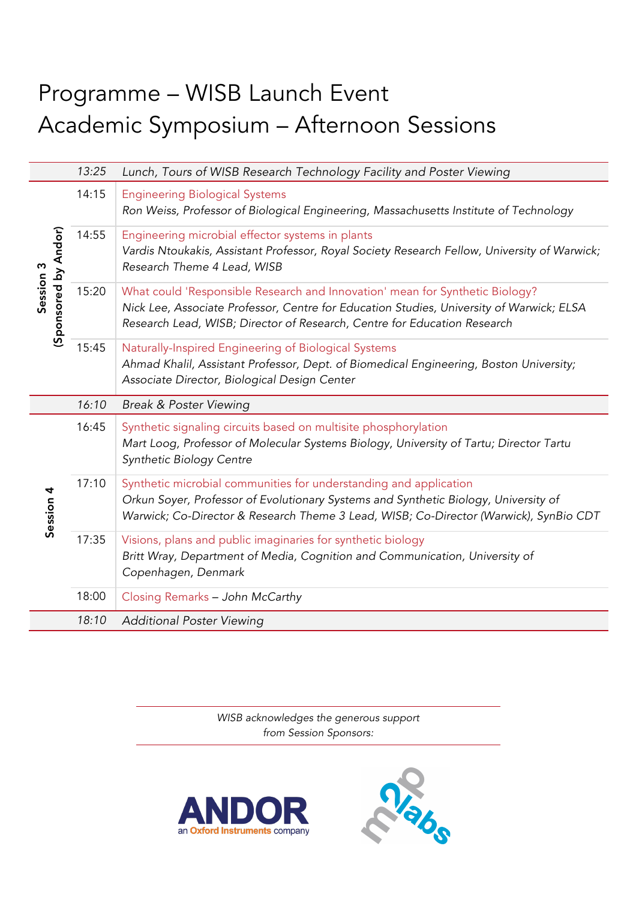# Programme – WISB Launch Event
# Academic Symposium – Afternoon Sessions

| | | |
|---|---|---|
| | *13:25* | *Lunch, Tours of WISB Research Technology Facility and Poster Viewing* |
| **Session 3 (Sponsored by Andor)** | 14:15 | Engineering Biological Systems<br>*Ron Weiss, Professor of Biological Engineering, Massachusetts Institute of Technology* |
| | 14:55 | Engineering microbial effector systems in plants<br>*Vardis Ntoukakis, Assistant Professor, Royal Society Research Fellow, University of Warwick; Research Theme 4 Lead, WISB* |
| | 15:20 | What could 'Responsible Research and Innovation' mean for Synthetic Biology?<br>*Nick Lee, Associate Professor, Centre for Education Studies, University of Warwick; ELSA Research Lead, WISB; Director of Research, Centre for Education Research* |
| | 15:45 | Naturally-Inspired Engineering of Biological Systems<br>*Ahmad Khalil, Assistant Professor, Dept. of Biomedical Engineering, Boston University; Associate Director, Biological Design Center* |
| | *16:10* | *Break & Poster Viewing* |
| **Session 4** | 16:45 | Synthetic signaling circuits based on multisite phosphorylation<br>*Mart Loog, Professor of Molecular Systems Biology, University of Tartu; Director Tartu Synthetic Biology Centre* |
| | 17:10 | Synthetic microbial communities for understanding and application<br>*Orkun Soyer, Professor of Evolutionary Systems and Synthetic Biology, University of Warwick; Co-Director & Research Theme 3 Lead, WISB; Co-Director (Warwick), SynBio CDT* |
| | 17:35 | Visions, plans and public imaginaries for synthetic biology<br>*Britt Wray, Department of Media, Cognition and Communication, University of Copenhagen, Denmark* |
| | 18:00 | Closing Remarks – *John McCarthy* |
| | *18:10* | *Additional Poster Viewing* |

*WISB acknowledges the generous support from Session Sponsors:*

ANDOR an Oxford Instruments company

m2p labs